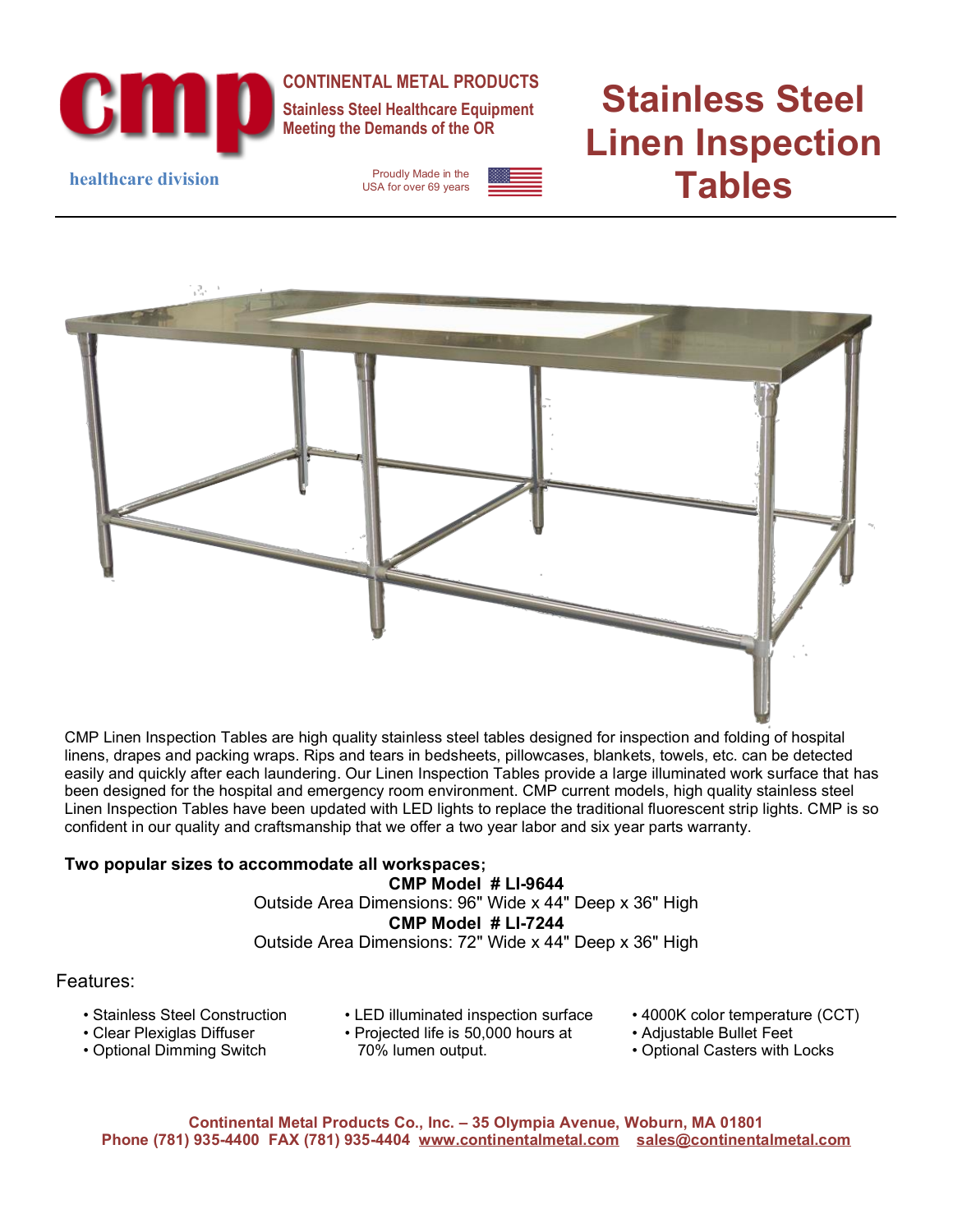**cmp**

**CONTINENTAL METAL PRODUCTS**

**Stainless Steel Healthcare Equipment Meeting the Demands of the OR**

**healthcare division**

Proudly Made in the USA for over 69 years

# Stainless Steel Linen Inspection Tables

CMP Linen Inspection Tables are high quality stainless steel tables designed for inspection and folding of hospital linens, drapes and packing wraps. Rips and tears in bedsheets, pillowcases, blankets, towels, etc. can be detected easily and quickly after each laundering. Our Linen Inspection Tables provide a large illuminated work surface that has been designed for the hospital and emergency room environment. CMP current models, high quality stainless steel Linen Inspection Tables have been updated with LED lights to replace the traditional fluorescent strip lights. CMP is so confident in our quality and craftsmanship that we offer a two year labor and six year parts warranty.

**Two popular sizes to accommodate all workspaces;**

**CMP Model # LI-9644**

Outside Area Dimensions: 96" Wide x 44" Deep x 36" High

**CMP Model # LI-7244**

Outside Area Dimensions: 72" Wide x 44" Deep x 36" High

Features:

- Stainless Steel Construction
- Clear Plexiglas Diffuser
- Optional Dimming Switch
- LED illuminated inspection surface
- Projected life is 50,000 hours at 70% lumen output.
- 4000K color temperature (CCT)
- Adjustable Bullet Feet
- Optional Casters with Locks

**Continental Metal Products Co., Inc. – 35 Olympia Avenue, Woburn, MA 01801**
**Phone (781) 935-4400 FAX (781) 935-4404 www.continentalmetal.com sales@continentalmetal.com**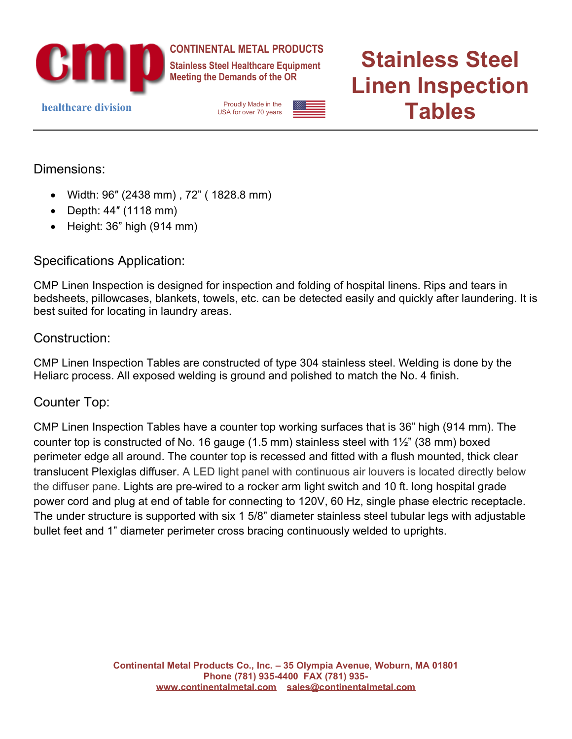CONTINENTAL METAL PRODUCTS

Stainless Steel Healthcare Equipment
Meeting the Demands of the OR

healthcare division

Proudly Made in the USA for over 70 years

# Stainless Steel Linen Inspection Tables

## Dimensions:

- Width: 96″ (2438 mm) , 72” ( 1828.8 mm)
- Depth: 44″ (1118 mm)
- Height: 36” high (914 mm)

## Specifications Application:

CMP Linen Inspection is designed for inspection and folding of hospital linens. Rips and tears in bedsheets, pillowcases, blankets, towels, etc. can be detected easily and quickly after laundering. It is best suited for locating in laundry areas.

## Construction:

CMP Linen Inspection Tables are constructed of type 304 stainless steel. Welding is done by the Heliarc process. All exposed welding is ground and polished to match the No. 4 finish.

## Counter Top:

CMP Linen Inspection Tables have a counter top working surfaces that is 36” high (914 mm). The counter top is constructed of No. 16 gauge (1.5 mm) stainless steel with 1½” (38 mm) boxed perimeter edge all around. The counter top is recessed and fitted with a flush mounted, thick clear translucent Plexiglas diffuser. A LED light panel with continuous air louvers is located directly below the diffuser pane. Lights are pre-wired to a rocker arm light switch and 10 ft. long hospital grade power cord and plug at end of table for connecting to 120V, 60 Hz, single phase electric receptacle. The under structure is supported with six 1 5/8” diameter stainless steel tubular legs with adjustable bullet feet and 1” diameter perimeter cross bracing continuously welded to uprights.

**Continental Metal Products Co., Inc. – 35 Olympia Avenue, Woburn, MA 01801**
**Phone (781) 935-4400 FAX (781) 935-**
**www.continentalmetal.com sales@continentalmetal.com**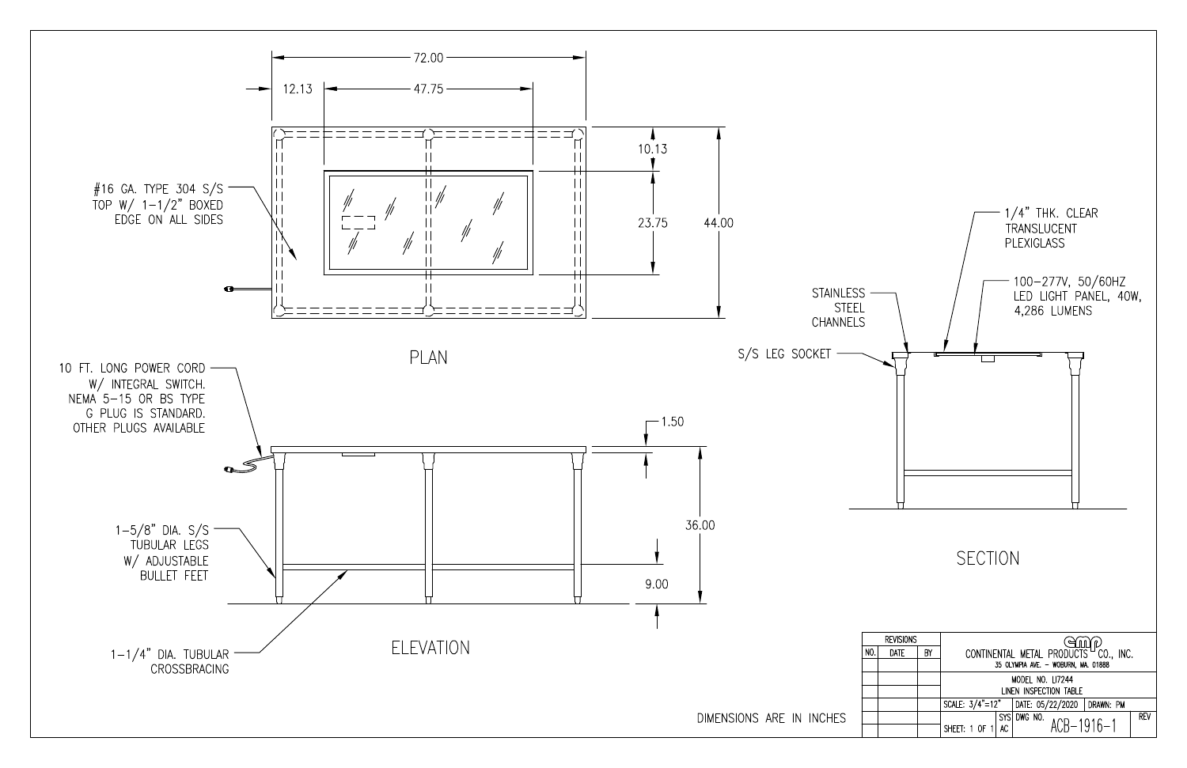## PLAN

72.00

12.13

47.75

10.13

23.75

44.00

#16 GA. TYPE 304 S/S TOP W/ 1-1/2" BOXED EDGE ON ALL SIDES

## ELEVATION

10 FT. LONG POWER CORD W/ INTEGRAL SWITCH. NEMA 5-15 OR BS TYPE G PLUG IS STANDARD. OTHER PLUGS AVAILABLE

1.50

36.00

9.00

1-5/8" DIA. S/S TUBULAR LEGS W/ ADJUSTABLE BULLET FEET

1-1/4" DIA. TUBULAR CROSSBRACING

## SECTION

1/4" THK. CLEAR TRANSLUCENT PLEXIGLASS

100-277V, 50/60HZ LED LIGHT PANEL, 40W, 4,286 LUMENS

STAINLESS STEEL CHANNELS

S/S LEG SOCKET

DIMENSIONS ARE IN INCHES

| REVISIONS | | | CONTINENTAL METAL PRODUCTS CO., INC. 35 OLYMPIA AVE. - WOBURN, MA. 01888 |
|---|---|---|---|
| NO. | DATE | BY | MODEL NO. LI7244 LINEN INSPECTION TABLE |
| | | | SCALE: 3/4"=12" \| DATE: 05/22/2020 \| DRAWN: PM |
| | | | SHEET: 1 OF 1 \| SYS AC \| DWG NO. ACB-1916-1 \| REV |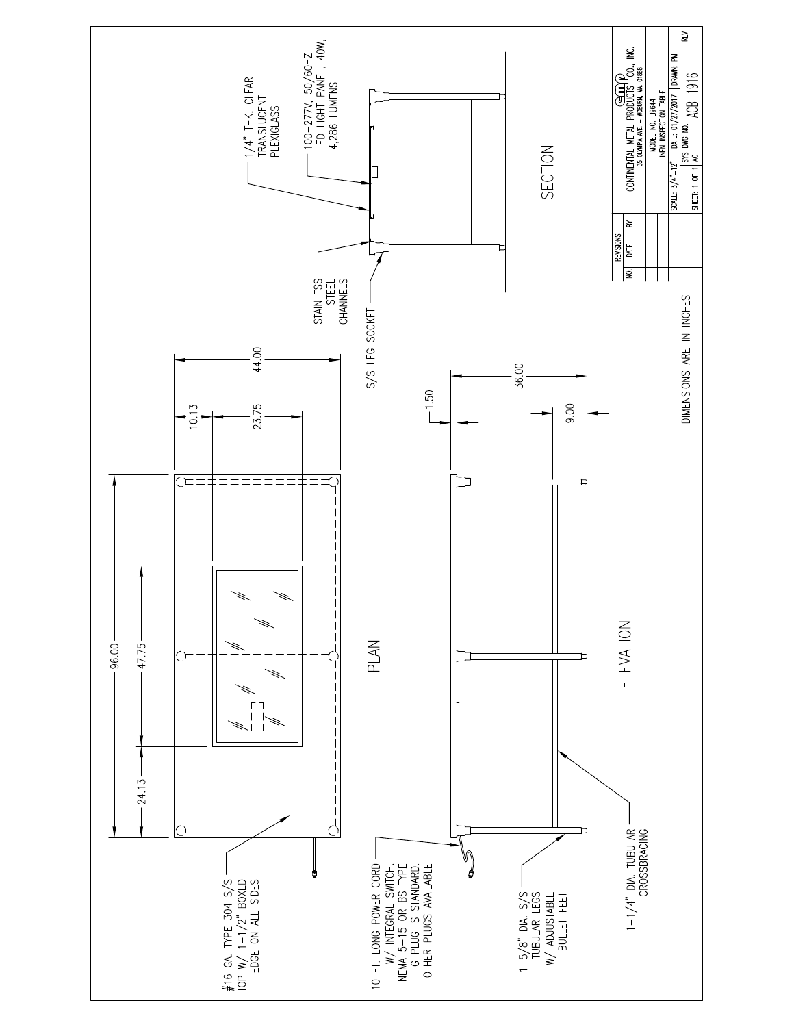PLAN

96.00

47.75

24.13

10.13

23.75

44.00

#16 GA. TYPE 304 S/S TOP W/ 1-1/2" BOXED EDGE ON ALL SIDES

ELEVATION

1.50

36.00

9.00

10 FT. LONG POWER CORD W/ INTEGRAL SWITCH. NEMA 5-15 OR BS TYPE G PLUG IS STANDARD. OTHER PLUGS AVAILABLE

1-5/8" DIA. S/S TUBULAR LEGS W/ ADJUSTABLE BULLET FEET

1-1/4" DIA. TUBULAR CROSSBRACING

SECTION

1/4" THK. CLEAR TRANSLUCENT PLEXIGLASS

100-277V, 50/60HZ LED LIGHT PANEL, 40W, 4,286 LUMENS

STAINLESS STEEL CHANNELS

S/S LEG SOCKET

DIMENSIONS ARE IN INCHES

| REVISIONS | | |
|---|---|---|
| NO. | DATE | BY |

CONTINENTAL METAL PRODUCTS CO., INC.
35 OLYMPIA AVE. - WOBURN, MA 01888

MODEL NO. LI9644
LINEN INSPECTION TABLE

| | | |
|---|---|---|
| SCALE: 3/4"=12" | DATE: 01/27/2017 | DRAWN: PM |
| SHEET: 1 OF 1 | SYS AC | DWG NO. ACB-1916 |

REV